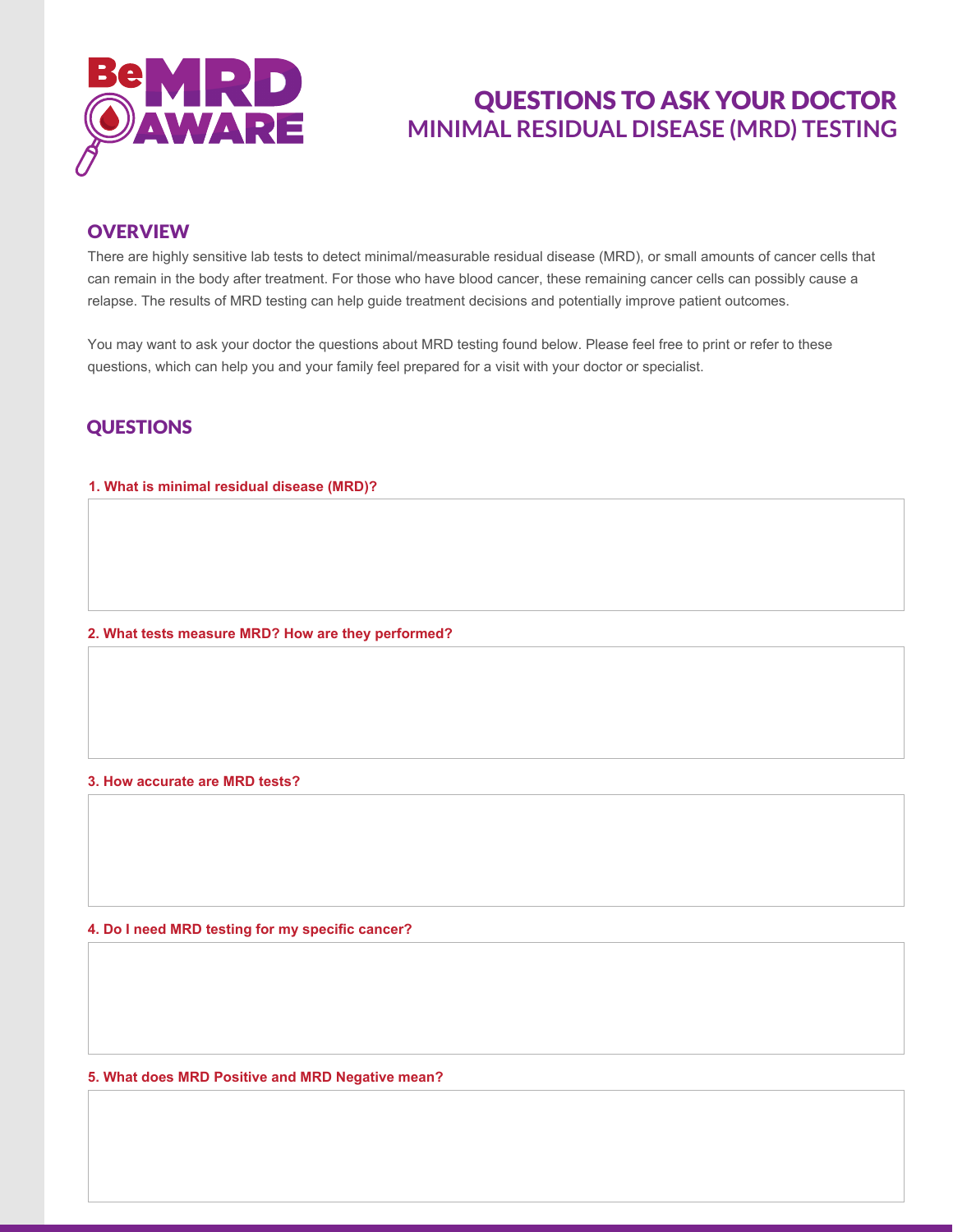Be MRD AWARE

# QUESTIONS TO ASK YOUR DOCTOR
## MINIMAL RESIDUAL DISEASE (MRD) TESTING

## OVERVIEW

There are highly sensitive lab tests to detect minimal/measurable residual disease (MRD), or small amounts of cancer cells that can remain in the body after treatment. For those who have blood cancer, these remaining cancer cells can possibly cause a relapse. The results of MRD testing can help guide treatment decisions and potentially improve patient outcomes.

You may want to ask your doctor the questions about MRD testing found below. Please feel free to print or refer to these questions, which can help you and your family feel prepared for a visit with your doctor or specialist.

## QUESTIONS

**1. What is minimal residual disease (MRD)?**

**2. What tests measure MRD? How are they performed?**

**3. How accurate are MRD tests?**

**4. Do I need MRD testing for my specific cancer?**

**5. What does MRD Positive and MRD Negative mean?**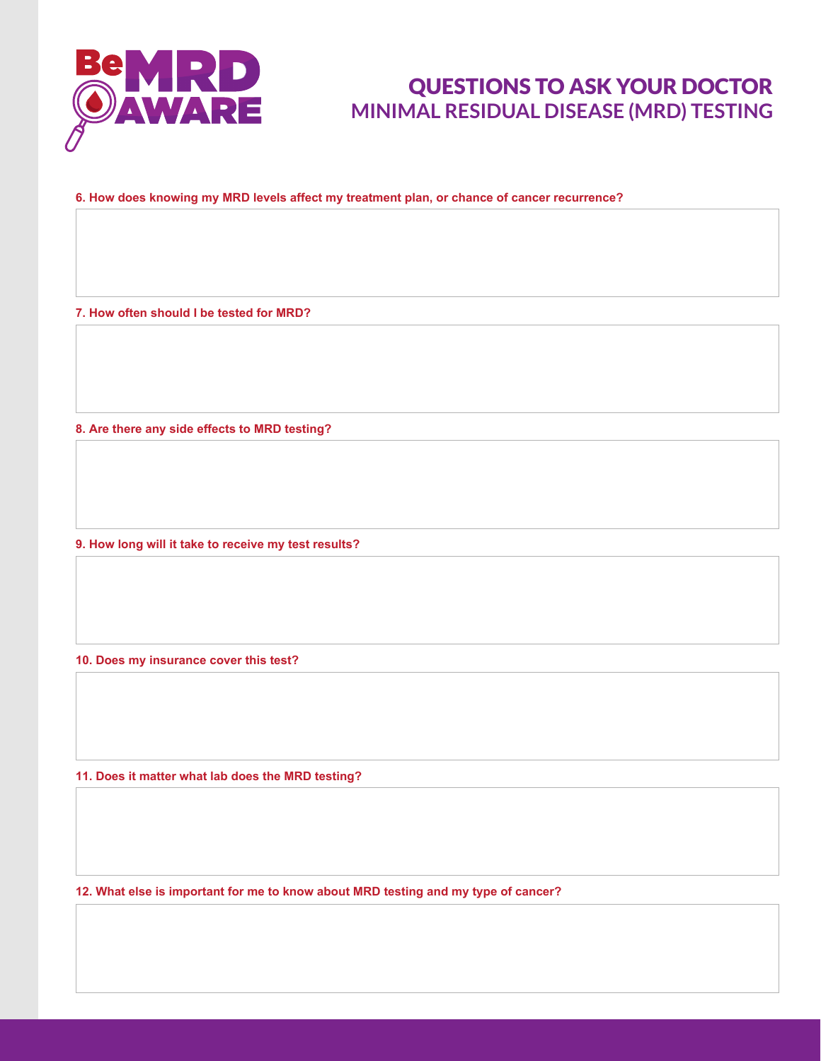# QUESTIONS TO ASK YOUR DOCTOR
## MINIMAL RESIDUAL DISEASE (MRD) TESTING

**6. How does knowing my MRD levels affect my treatment plan, or chance of cancer recurrence?**

**7. How often should I be tested for MRD?**

**8. Are there any side effects to MRD testing?**

**9. How long will it take to receive my test results?**

**10. Does my insurance cover this test?**

**11. Does it matter what lab does the MRD testing?**

**12. What else is important for me to know about MRD testing and my type of cancer?**